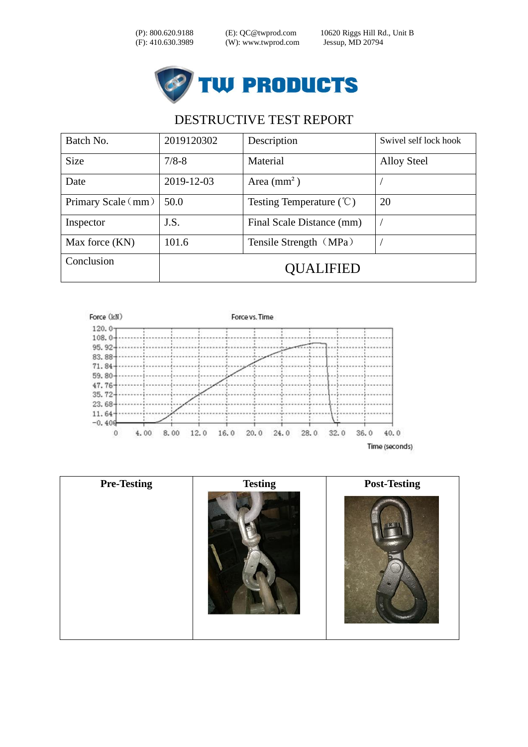(P): 800.620.9188 (E): QC@twprod.com 10620 Riggs Hill Rd., Unit B
(F): 410.630.3989 (W): www.twprod.com Jessup, MD 20794

TW PRODUCTS

# DESTRUCTIVE TEST REPORT

| Batch No. | 2019120302 | Description | Swivel self lock hook |
|---|---|---|---|
| Size | 7/8-8 | Material | Alloy Steel |
| Date | 2019-12-03 | Area ($mm^2$) | / |
| Primary Scale（mm） | 50.0 | Testing Temperature (℃) | 20 |
| Inspector | J.S. | Final Scale Distance (mm) | / |
| Max force (KN) | 101.6 | Tensile Strength （MPa） | / |
| Conclusion | QUALIFIED | | |

Force (kN) — Force vs. Time

Force axis: 120.0, 108.0, 95.92, 83.88, 71.84, 59.80, 47.76, 35.72, 23.68, 11.64, -0.400

Time axis: 0, 4.00, 8.00, 12.0, 16.0, 20.0, 24.0, 28.0, 32.0, 36.0, 40.0

Time (seconds)

| Pre-Testing | Testing | Post-Testing |
|---|---|---|
| | | |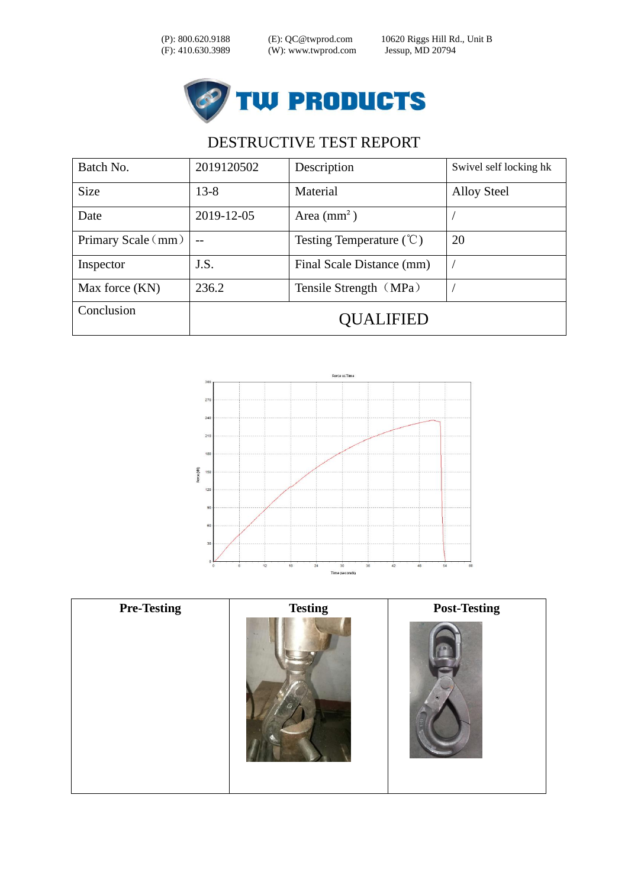(P): 800.620.9188　　(E): QC@twprod.com　　10620 Riggs Hill Rd., Unit B
(F): 410.630.3989　　(W): www.twprod.com　　Jessup, MD 20794

TW PRODUCTS

# DESTRUCTIVE TEST REPORT

| Batch No. | 2019120502 | Description | Swivel self locking hk |
|---|---|---|---|
| Size | 13-8 | Material | Alloy Steel |
| Date | 2019-12-05 | Area ($mm^2$) | / |
| Primary Scale（mm） | -- | Testing Temperature (℃) | 20 |
| Inspector | J.S. | Final Scale Distance (mm) | / |
| Max force (KN) | 236.2 | Tensile Strength（MPa） | / |
| Conclusion | QUALIFIED | | |

Force vs Time

| Pre-Testing | Testing | Post-Testing |
|---|---|---|
| | | |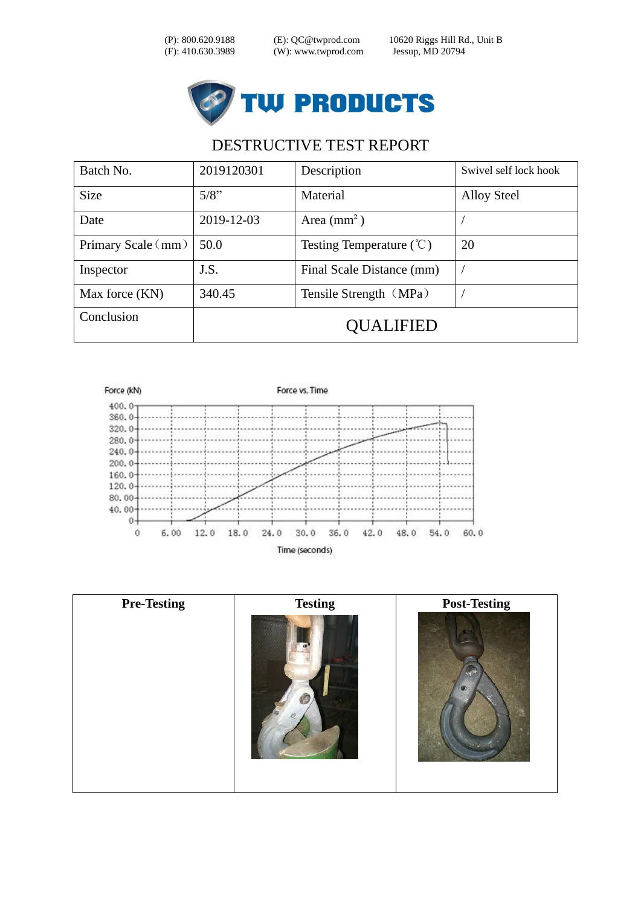(P): 800.620.9188 (F): 410.630.3989 (E): QC@twprod.com (W): www.twprod.com 10620 Riggs Hill Rd., Unit B Jessup, MD 20794

TW PRODUCTS

# DESTRUCTIVE TEST REPORT

| Batch No. | 2019120301 | Description | Swivel self lock hook |
|---|---|---|---|
| Size | 5/8” | Material | Alloy Steel |
| Date | 2019-12-03 | Area ($mm^2$) | / |
| Primary Scale（mm） | 50.0 | Testing Temperature (℃) | 20 |
| Inspector | J.S. | Final Scale Distance (mm) | / |
| Max force (KN) | 340.45 | Tensile Strength（MPa） | / |
| Conclusion | QUALIFIED | | |

Force (kN) — Force vs. Time — Time (seconds)

| Pre-Testing | Testing | Post-Testing |
|---|---|---|
| | | |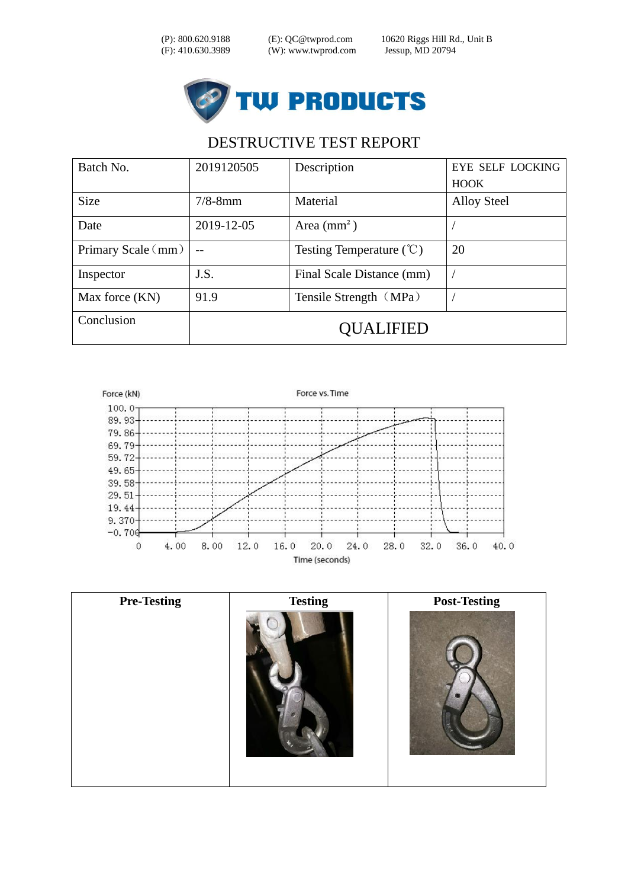(P): 800.620.9188　　(E): QC@twprod.com　　10620 Riggs Hill Rd., Unit B
(F): 410.630.3989　　(W): www.twprod.com　　Jessup, MD 20794

TW PRODUCTS

# DESTRUCTIVE TEST REPORT

| Batch No. | 2019120505 | Description | EYE SELF LOCKING HOOK |
|---|---|---|---|
| Size | 7/8-8mm | Material | Alloy Steel |
| Date | 2019-12-05 | Area ($mm^2$) | / |
| Primary Scale（mm） | -- | Testing Temperature (℃) | 20 |
| Inspector | J.S. | Final Scale Distance (mm) | / |
| Max force (KN) | 91.9 | Tensile Strength（MPa） | / |
| Conclusion | QUALIFIED | | |

Force vs. Time

Force (kN): 100.0, 89.93, 79.86, 69.79, 59.72, 49.65, 39.58, 29.51, 19.44, 9.370, -0.700

Time (seconds): 0, 4.00, 8.00, 12.0, 16.0, 20.0, 24.0, 28.0, 32.0, 36.0, 40.0

| Pre-Testing | Testing | Post-Testing |
|---|---|---|
| | | |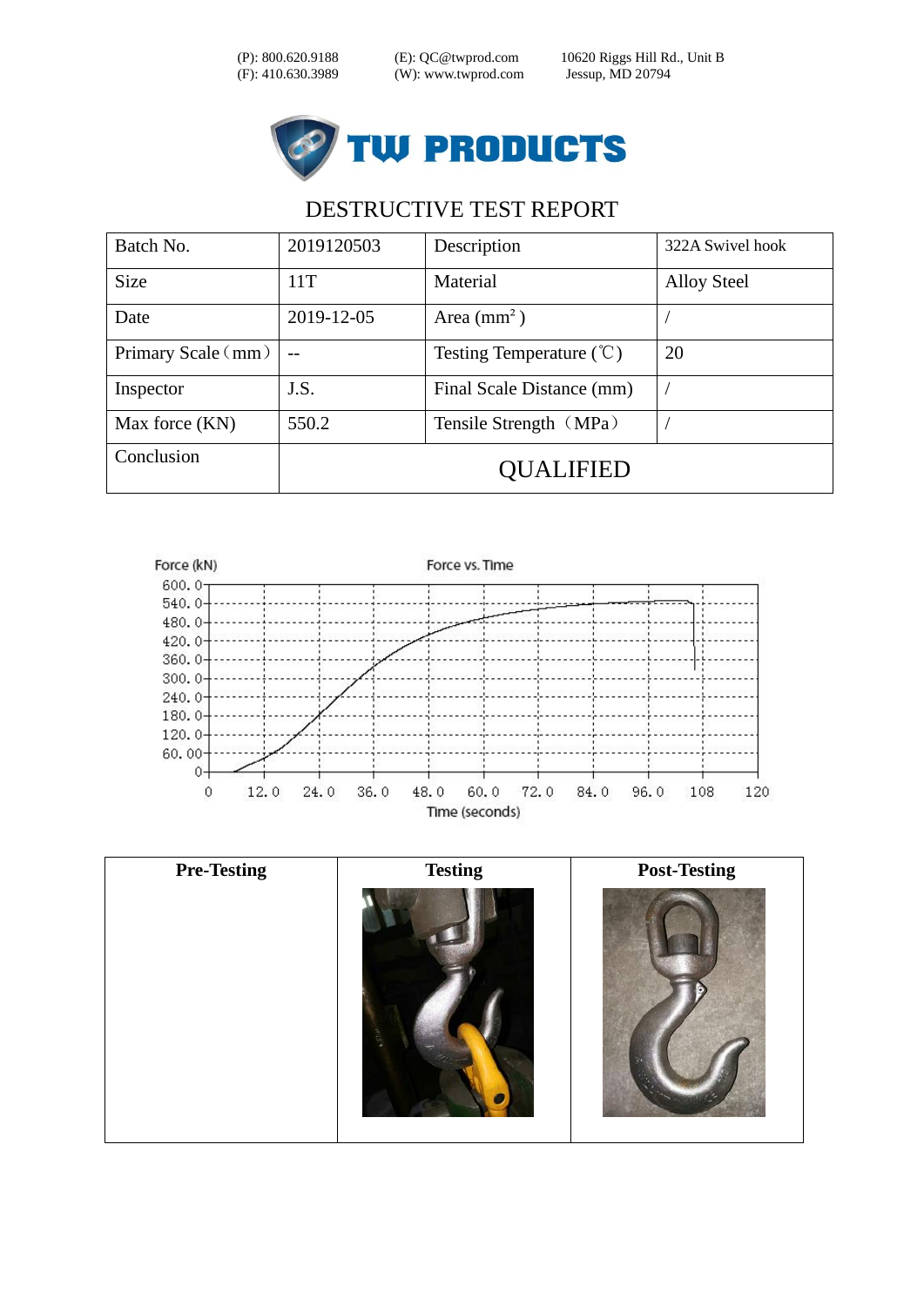(P): 800.620.9188 (F): 410.630.3989 (E): QC@twprod.com (W): www.twprod.com 10620 Riggs Hill Rd., Unit B Jessup, MD 20794

TW PRODUCTS

# DESTRUCTIVE TEST REPORT

| | | | |
|---|---|---|---|
| Batch No. | 2019120503 | Description | 322A Swivel hook |
| Size | 11T | Material | Alloy Steel |
| Date | 2019-12-05 | Area ($mm^2$) | / |
| Primary Scale（mm） | -- | Testing Temperature (℃) | 20 |
| Inspector | J.S. | Final Scale Distance (mm) | / |
| Max force (KN) | 550.2 | Tensile Strength （MPa） | / |
| Conclusion | QUALIFIED | | |

Force vs. Time

Force (kN)

600. 0
540. 0
480. 0
420. 0
360. 0
300. 0
240. 0
180. 0
120. 0
60. 00
0

0 12. 0 24. 0 36. 0 48. 0 60. 0 72. 0 84. 0 96. 0 108 120

Time (seconds)

| Pre-Testing | Testing | Post-Testing |
|---|---|---|
| | | |